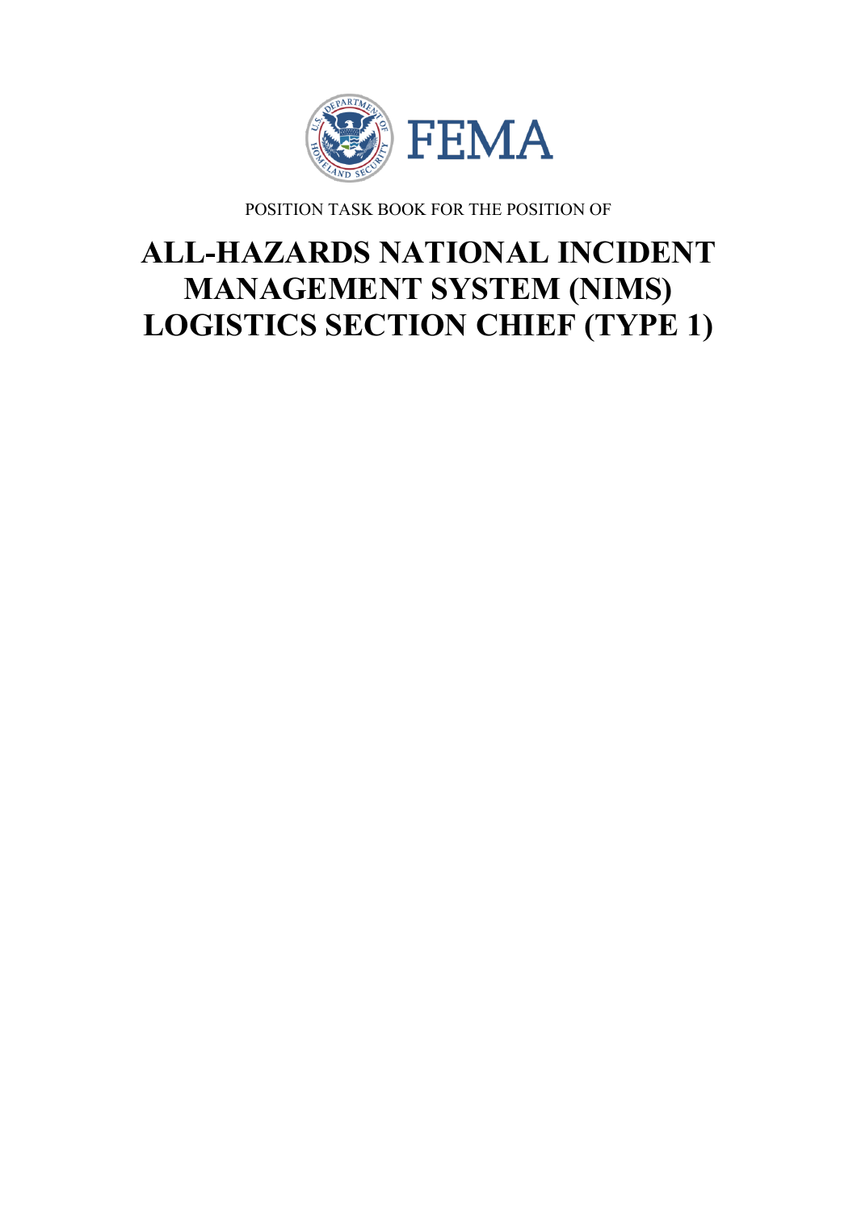FEMA

POSITION TASK BOOK FOR THE POSITION OF

# ALL-HAZARDS NATIONAL INCIDENT MANAGEMENT SYSTEM (NIMS) LOGISTICS SECTION CHIEF (TYPE 1)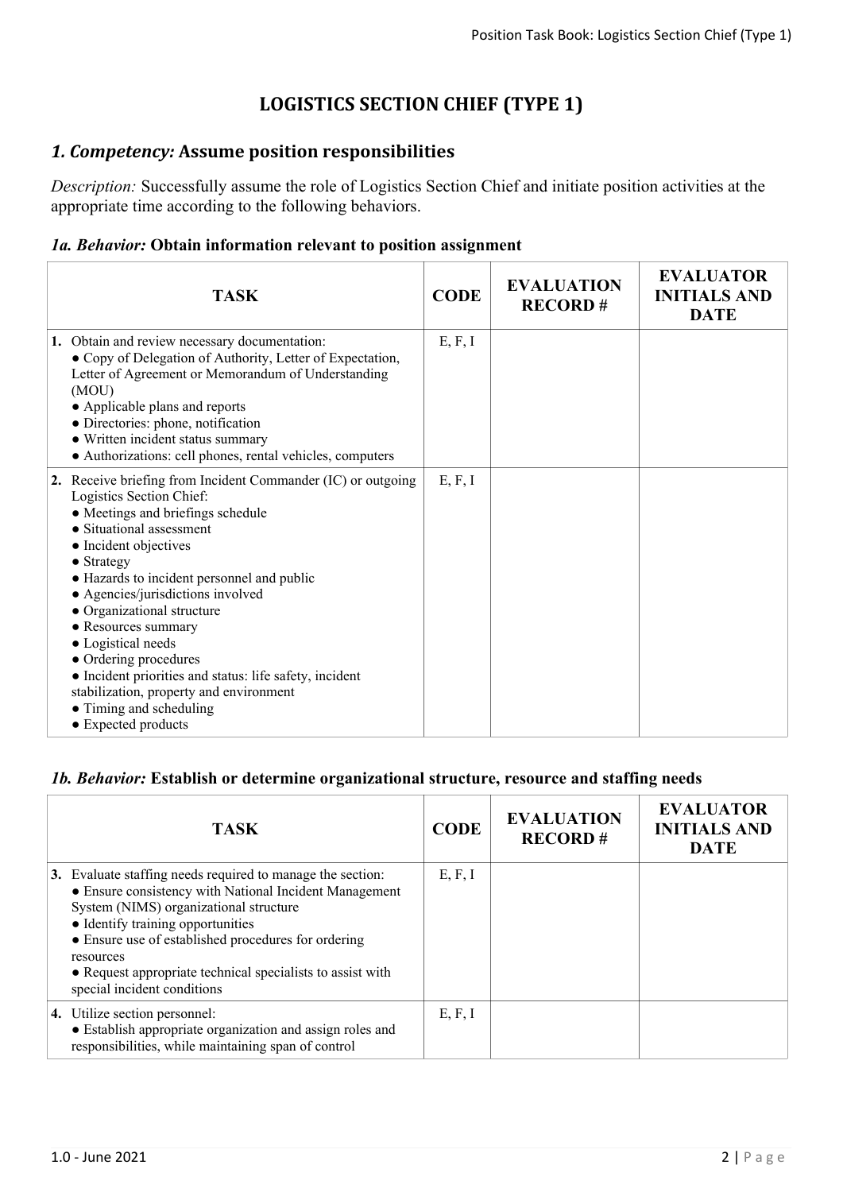# LOGISTICS SECTION CHIEF (TYPE 1)

## *1. Competency:* Assume position responsibilities

*Description:* Successfully assume the role of Logistics Section Chief and initiate position activities at the appropriate time according to the following behaviors.

### *1a. Behavior:* Obtain information relevant to position assignment

| TASK | CODE | EVALUATION RECORD # | EVALUATOR INITIALS AND DATE |
|---|---|---|---|
| **1.** Obtain and review necessary documentation:<br>● Copy of Delegation of Authority, Letter of Expectation, Letter of Agreement or Memorandum of Understanding (MOU)<br>● Applicable plans and reports<br>● Directories: phone, notification<br>● Written incident status summary<br>● Authorizations: cell phones, rental vehicles, computers | E, F, I | | |
| **2.** Receive briefing from Incident Commander (IC) or outgoing Logistics Section Chief:<br>● Meetings and briefings schedule<br>● Situational assessment<br>● Incident objectives<br>● Strategy<br>● Hazards to incident personnel and public<br>● Agencies/jurisdictions involved<br>● Organizational structure<br>● Resources summary<br>● Logistical needs<br>● Ordering procedures<br>● Incident priorities and status: life safety, incident stabilization, property and environment<br>● Timing and scheduling<br>● Expected products | E, F, I | | |

### *1b. Behavior:* Establish or determine organizational structure, resource and staffing needs

| TASK | CODE | EVALUATION RECORD # | EVALUATOR INITIALS AND DATE |
|---|---|---|---|
| **3.** Evaluate staffing needs required to manage the section:<br>● Ensure consistency with National Incident Management System (NIMS) organizational structure<br>● Identify training opportunities<br>● Ensure use of established procedures for ordering resources<br>● Request appropriate technical specialists to assist with special incident conditions | E, F, I | | |
| **4.** Utilize section personnel:<br>● Establish appropriate organization and assign roles and responsibilities, while maintaining span of control | E, F, I | | |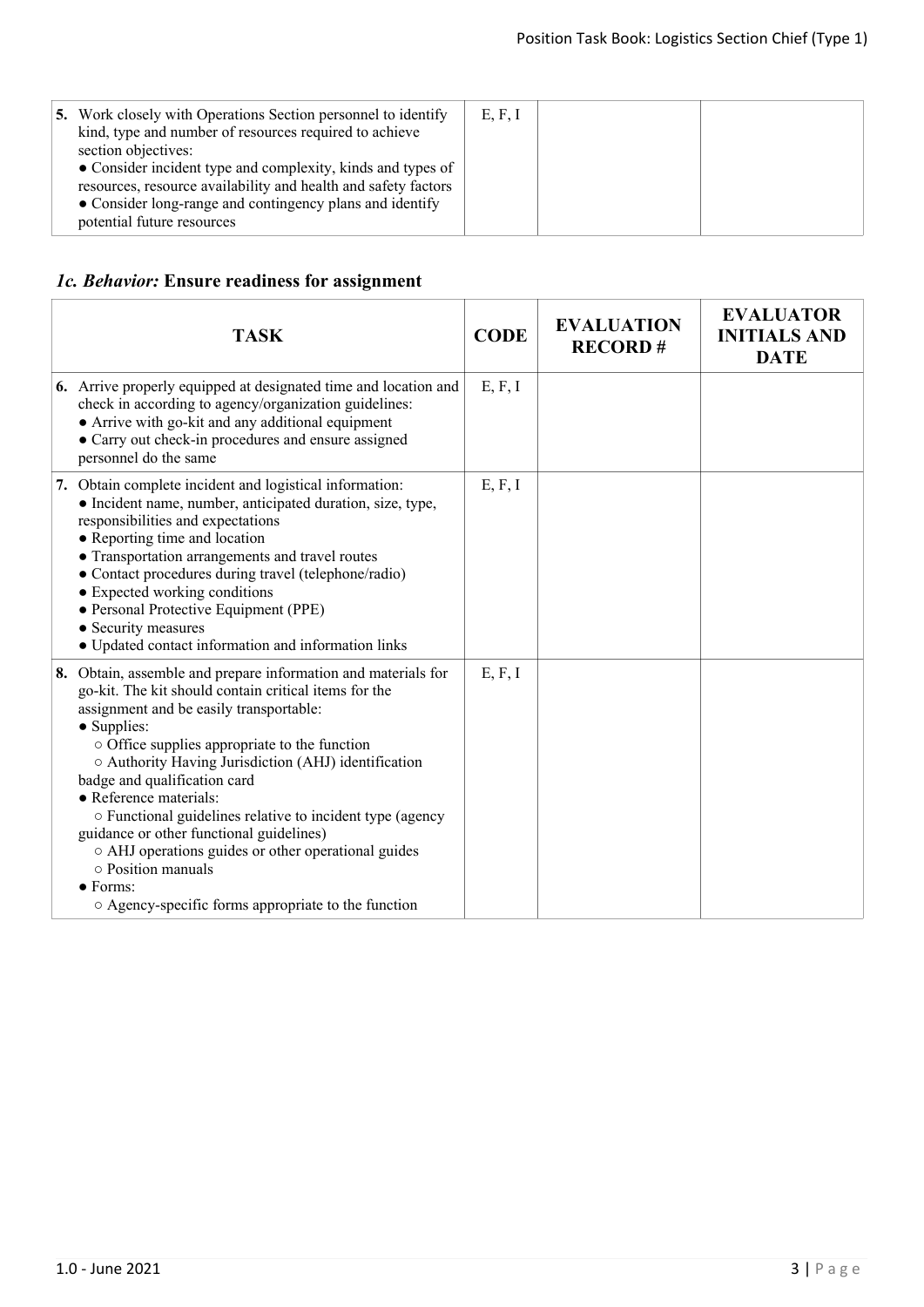| TASK | CODE | EVALUATION RECORD # | EVALUATOR INITIALS AND DATE |
|---|---|---|---|
| **5.** Work closely with Operations Section personnel to identify kind, type and number of resources required to achieve section objectives:<br>● Consider incident type and complexity, kinds and types of resources, resource availability and health and safety factors<br>● Consider long-range and contingency plans and identify potential future resources | E, F, I | | |

## *1c. Behavior:* Ensure readiness for assignment

| TASK | CODE | EVALUATION RECORD # | EVALUATOR INITIALS AND DATE |
|---|---|---|---|
| **6.** Arrive properly equipped at designated time and location and check in according to agency/organization guidelines:<br>● Arrive with go-kit and any additional equipment<br>● Carry out check-in procedures and ensure assigned personnel do the same | E, F, I | | |
| **7.** Obtain complete incident and logistical information:<br>● Incident name, number, anticipated duration, size, type, responsibilities and expectations<br>● Reporting time and location<br>● Transportation arrangements and travel routes<br>● Contact procedures during travel (telephone/radio)<br>● Expected working conditions<br>● Personal Protective Equipment (PPE)<br>● Security measures<br>● Updated contact information and information links | E, F, I | | |
| **8.** Obtain, assemble and prepare information and materials for go-kit. The kit should contain critical items for the assignment and be easily transportable:<br>● Supplies:<br>○ Office supplies appropriate to the function<br>○ Authority Having Jurisdiction (AHJ) identification badge and qualification card<br>● Reference materials:<br>○ Functional guidelines relative to incident type (agency guidance or other functional guidelines)<br>○ AHJ operations guides or other operational guides<br>○ Position manuals<br>● Forms:<br>○ Agency-specific forms appropriate to the function | E, F, I | | |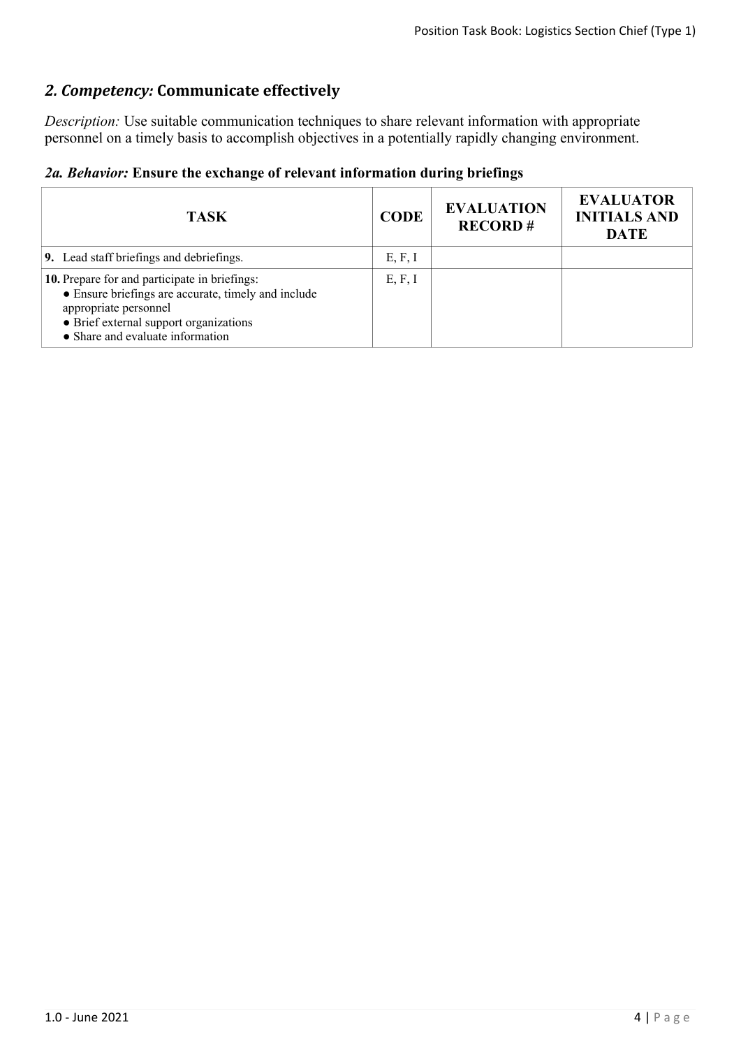## *2. Competency:* **Communicate effectively**

*Description:* Use suitable communication techniques to share relevant information with appropriate personnel on a timely basis to accomplish objectives in a potentially rapidly changing environment.

### *2a. Behavior:* **Ensure the exchange of relevant information during briefings**

| TASK | CODE | EVALUATION RECORD # | EVALUATOR INITIALS AND DATE |
|---|---|---|---|
| **9.** Lead staff briefings and debriefings. | E, F, I | | |
| **10.** Prepare for and participate in briefings:<br>● Ensure briefings are accurate, timely and include appropriate personnel<br>● Brief external support organizations<br>● Share and evaluate information | E, F, I | | |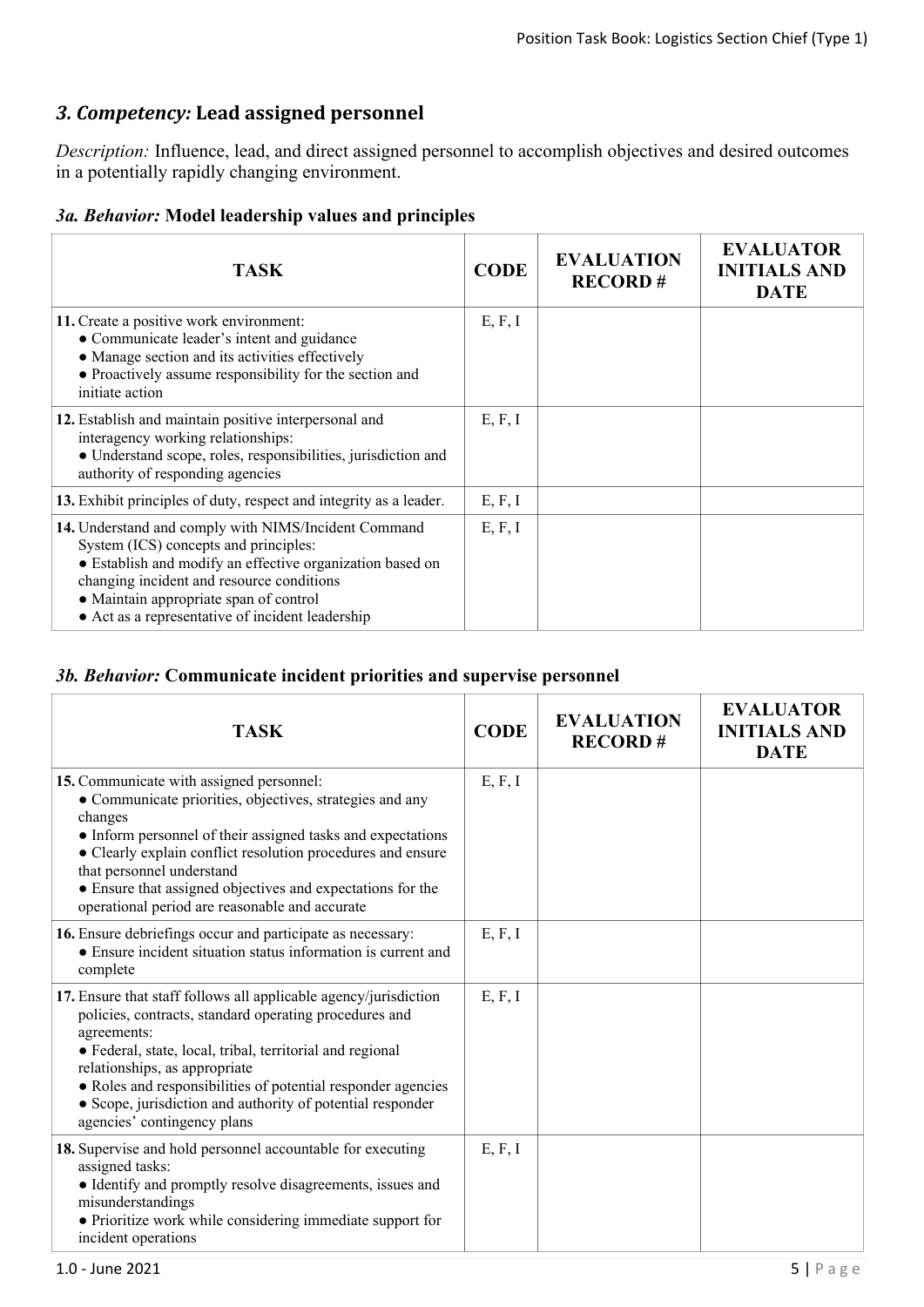## *3. Competency:* Lead assigned personnel

*Description:* Influence, lead, and direct assigned personnel to accomplish objectives and desired outcomes in a potentially rapidly changing environment.

### *3a. Behavior:* Model leadership values and principles

| TASK | CODE | EVALUATION RECORD # | EVALUATOR INITIALS AND DATE |
|---|---|---|---|
| **11.** Create a positive work environment:<br>● Communicate leader's intent and guidance<br>● Manage section and its activities effectively<br>● Proactively assume responsibility for the section and initiate action | E, F, I | | |
| **12.** Establish and maintain positive interpersonal and interagency working relationships:<br>● Understand scope, roles, responsibilities, jurisdiction and authority of responding agencies | E, F, I | | |
| **13.** Exhibit principles of duty, respect and integrity as a leader. | E, F, I | | |
| **14.** Understand and comply with NIMS/Incident Command System (ICS) concepts and principles:<br>● Establish and modify an effective organization based on changing incident and resource conditions<br>● Maintain appropriate span of control<br>● Act as a representative of incident leadership | E, F, I | | |

### *3b. Behavior:* Communicate incident priorities and supervise personnel

| TASK | CODE | EVALUATION RECORD # | EVALUATOR INITIALS AND DATE |
|---|---|---|---|
| **15.** Communicate with assigned personnel:<br>● Communicate priorities, objectives, strategies and any changes<br>● Inform personnel of their assigned tasks and expectations<br>● Clearly explain conflict resolution procedures and ensure that personnel understand<br>● Ensure that assigned objectives and expectations for the operational period are reasonable and accurate | E, F, I | | |
| **16.** Ensure debriefings occur and participate as necessary:<br>● Ensure incident situation status information is current and complete | E, F, I | | |
| **17.** Ensure that staff follows all applicable agency/jurisdiction policies, contracts, standard operating procedures and agreements:<br>● Federal, state, local, tribal, territorial and regional relationships, as appropriate<br>● Roles and responsibilities of potential responder agencies<br>● Scope, jurisdiction and authority of potential responder agencies' contingency plans | E, F, I | | |
| **18.** Supervise and hold personnel accountable for executing assigned tasks:<br>● Identify and promptly resolve disagreements, issues and misunderstandings<br>● Prioritize work while considering immediate support for incident operations | E, F, I | | |

1.0 - June 2021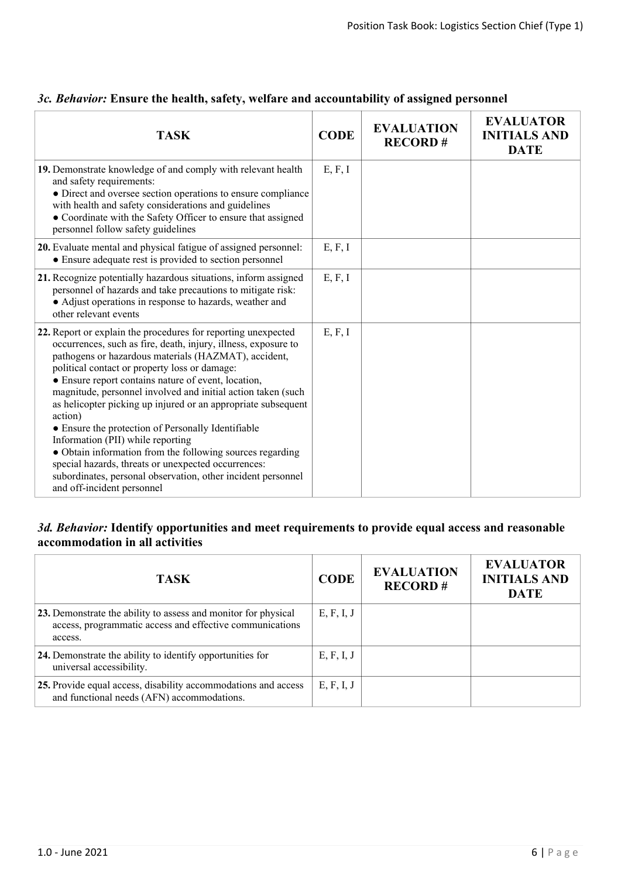### *3c. Behavior:* **Ensure the health, safety, welfare and accountability of assigned personnel**

| TASK | CODE | EVALUATION RECORD # | EVALUATOR INITIALS AND DATE |
|---|---|---|---|
| **19.** Demonstrate knowledge of and comply with relevant health and safety requirements:<br>● Direct and oversee section operations to ensure compliance with health and safety considerations and guidelines<br>● Coordinate with the Safety Officer to ensure that assigned personnel follow safety guidelines | E, F, I | | |
| **20.** Evaluate mental and physical fatigue of assigned personnel:<br>● Ensure adequate rest is provided to section personnel | E, F, I | | |
| **21.** Recognize potentially hazardous situations, inform assigned personnel of hazards and take precautions to mitigate risk:<br>● Adjust operations in response to hazards, weather and other relevant events | E, F, I | | |
| **22.** Report or explain the procedures for reporting unexpected occurrences, such as fire, death, injury, illness, exposure to pathogens or hazardous materials (HAZMAT), accident, political contact or property loss or damage:<br>● Ensure report contains nature of event, location, magnitude, personnel involved and initial action taken (such as helicopter picking up injured or an appropriate subsequent action)<br>● Ensure the protection of Personally Identifiable Information (PII) while reporting<br>● Obtain information from the following sources regarding special hazards, threats or unexpected occurrences: subordinates, personal observation, other incident personnel and off-incident personnel | E, F, I | | |

### *3d. Behavior:* **Identify opportunities and meet requirements to provide equal access and reasonable accommodation in all activities**

| TASK | CODE | EVALUATION RECORD # | EVALUATOR INITIALS AND DATE |
|---|---|---|---|
| **23.** Demonstrate the ability to assess and monitor for physical access, programmatic access and effective communications access. | E, F, I, J | | |
| **24.** Demonstrate the ability to identify opportunities for universal accessibility. | E, F, I, J | | |
| **25.** Provide equal access, disability accommodations and access and functional needs (AFN) accommodations. | E, F, I, J | | |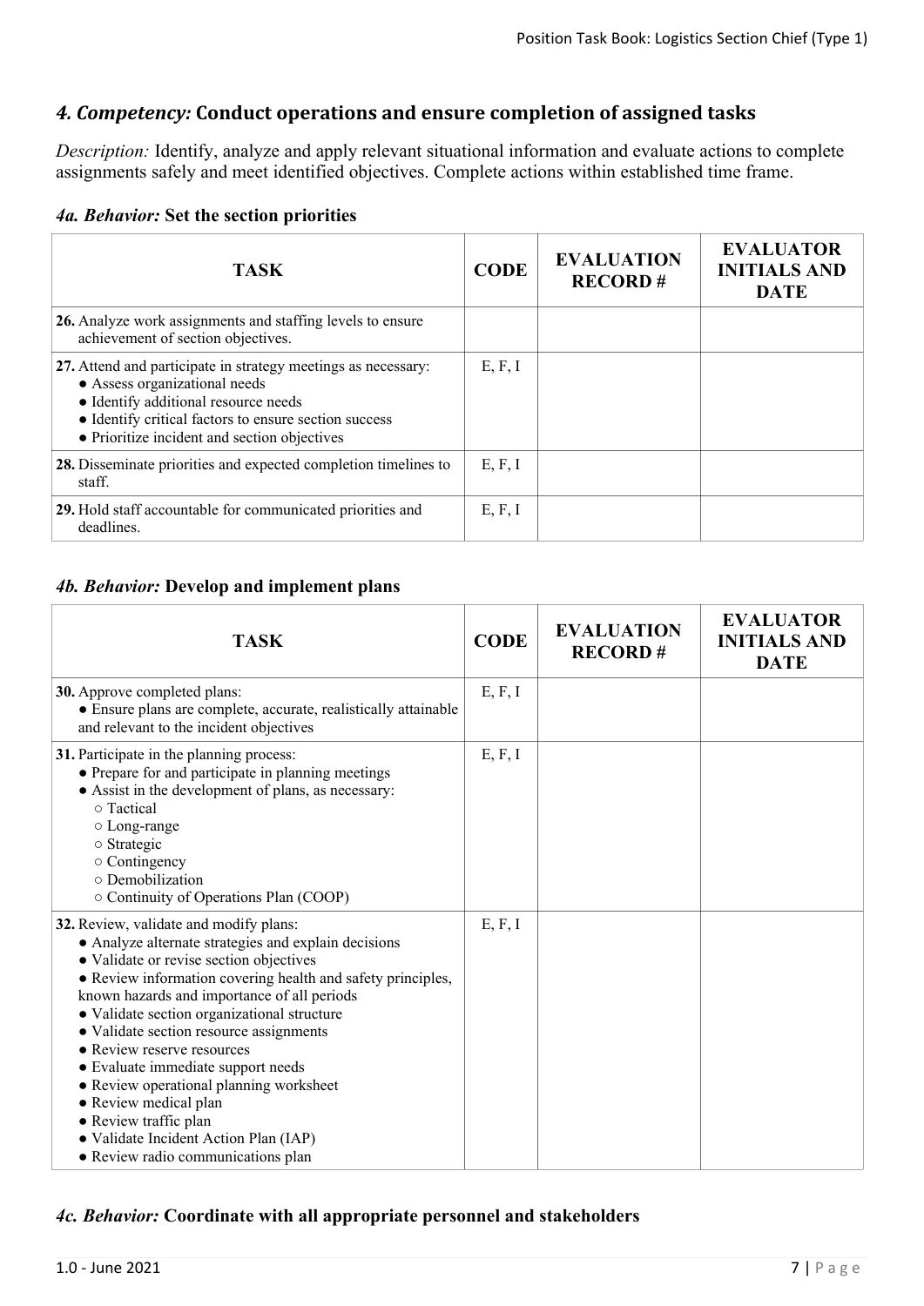## *4. Competency:* Conduct operations and ensure completion of assigned tasks

*Description:* Identify, analyze and apply relevant situational information and evaluate actions to complete assignments safely and meet identified objectives. Complete actions within established time frame.

### *4a. Behavior:* Set the section priorities

| TASK | CODE | EVALUATION RECORD # | EVALUATOR INITIALS AND DATE |
|---|---|---|---|
| **26.** Analyze work assignments and staffing levels to ensure achievement of section objectives. | | | |
| **27.** Attend and participate in strategy meetings as necessary:<br>● Assess organizational needs<br>● Identify additional resource needs<br>● Identify critical factors to ensure section success<br>● Prioritize incident and section objectives | E, F, I | | |
| **28.** Disseminate priorities and expected completion timelines to staff. | E, F, I | | |
| **29.** Hold staff accountable for communicated priorities and deadlines. | E, F, I | | |

### *4b. Behavior:* Develop and implement plans

| TASK | CODE | EVALUATION RECORD # | EVALUATOR INITIALS AND DATE |
|---|---|---|---|
| **30.** Approve completed plans:<br>● Ensure plans are complete, accurate, realistically attainable and relevant to the incident objectives | E, F, I | | |
| **31.** Participate in the planning process:<br>● Prepare for and participate in planning meetings<br>● Assist in the development of plans, as necessary:<br>○ Tactical<br>○ Long-range<br>○ Strategic<br>○ Contingency<br>○ Demobilization<br>○ Continuity of Operations Plan (COOP) | E, F, I | | |
| **32.** Review, validate and modify plans:<br>● Analyze alternate strategies and explain decisions<br>● Validate or revise section objectives<br>● Review information covering health and safety principles, known hazards and importance of all periods<br>● Validate section organizational structure<br>● Validate section resource assignments<br>● Review reserve resources<br>● Evaluate immediate support needs<br>● Review operational planning worksheet<br>● Review medical plan<br>● Review traffic plan<br>● Validate Incident Action Plan (IAP)<br>● Review radio communications plan | E, F, I | | |

### *4c. Behavior:* Coordinate with all appropriate personnel and stakeholders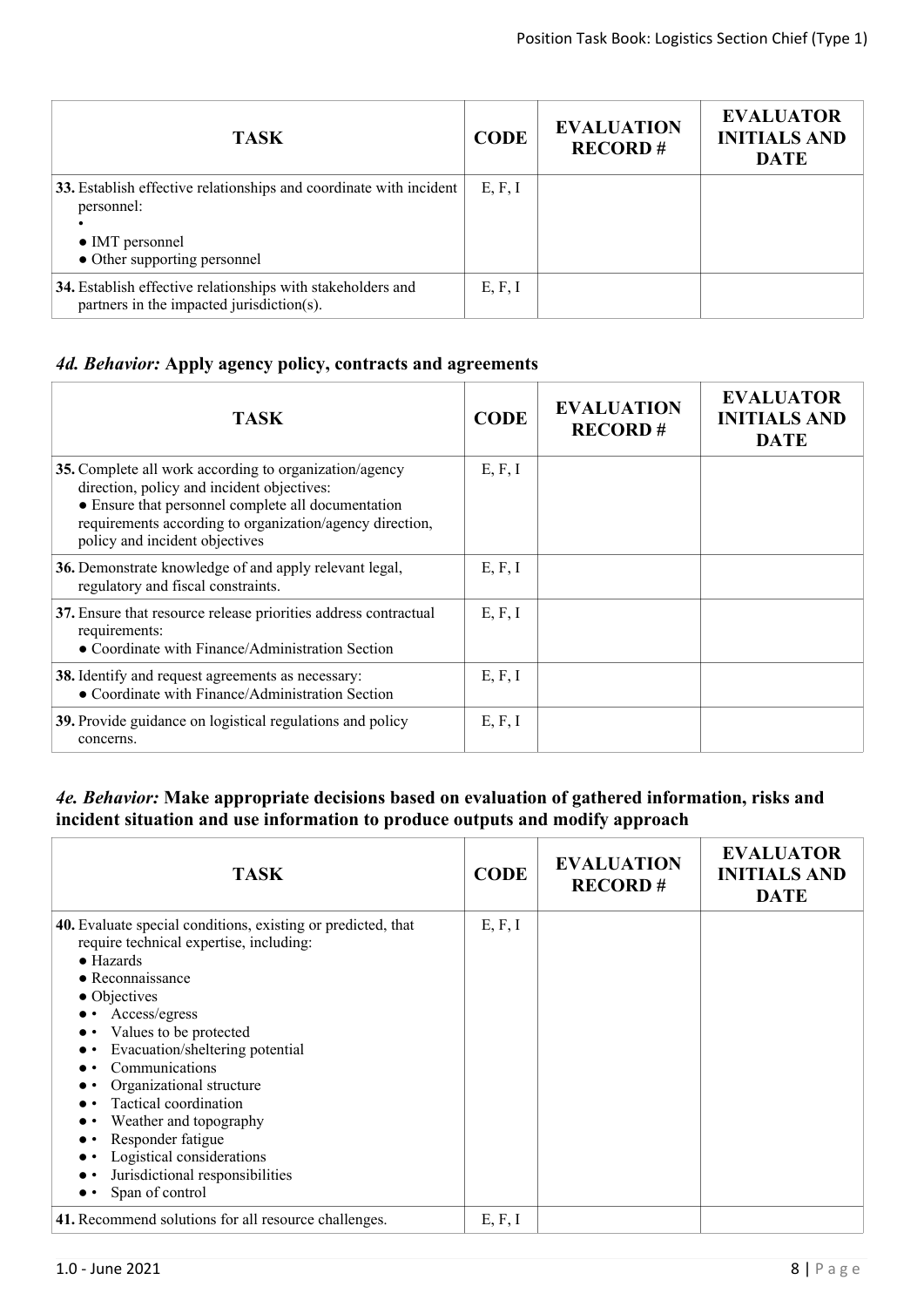| TASK | CODE | EVALUATION RECORD # | EVALUATOR INITIALS AND DATE |
|---|---|---|---|
| **33.** Establish effective relationships and coordinate with incident personnel:<br>•<br>● IMT personnel<br>● Other supporting personnel | E, F, I | | |
| **34.** Establish effective relationships with stakeholders and partners in the impacted jurisdiction(s). | E, F, I | | |

### *4d. Behavior:* Apply agency policy, contracts and agreements

| TASK | CODE | EVALUATION RECORD # | EVALUATOR INITIALS AND DATE |
|---|---|---|---|
| **35.** Complete all work according to organization/agency direction, policy and incident objectives:<br>● Ensure that personnel complete all documentation requirements according to organization/agency direction, policy and incident objectives | E, F, I | | |
| **36.** Demonstrate knowledge of and apply relevant legal, regulatory and fiscal constraints. | E, F, I | | |
| **37.** Ensure that resource release priorities address contractual requirements:<br>● Coordinate with Finance/Administration Section | E, F, I | | |
| **38.** Identify and request agreements as necessary:<br>● Coordinate with Finance/Administration Section | E, F, I | | |
| **39.** Provide guidance on logistical regulations and policy concerns. | E, F, I | | |

### *4e. Behavior:* Make appropriate decisions based on evaluation of gathered information, risks and incident situation and use information to produce outputs and modify approach

| TASK | CODE | EVALUATION RECORD # | EVALUATOR INITIALS AND DATE |
|---|---|---|---|
| **40.** Evaluate special conditions, existing or predicted, that require technical expertise, including:<br>● Hazards<br>● Reconnaissance<br>● Objectives<br>● • Access/egress<br>● • Values to be protected<br>● • Evacuation/sheltering potential<br>● • Communications<br>● • Organizational structure<br>● • Tactical coordination<br>● • Weather and topography<br>● • Responder fatigue<br>● • Logistical considerations<br>● • Jurisdictional responsibilities<br>● • Span of control | E, F, I | | |
| **41.** Recommend solutions for all resource challenges. | E, F, I | | |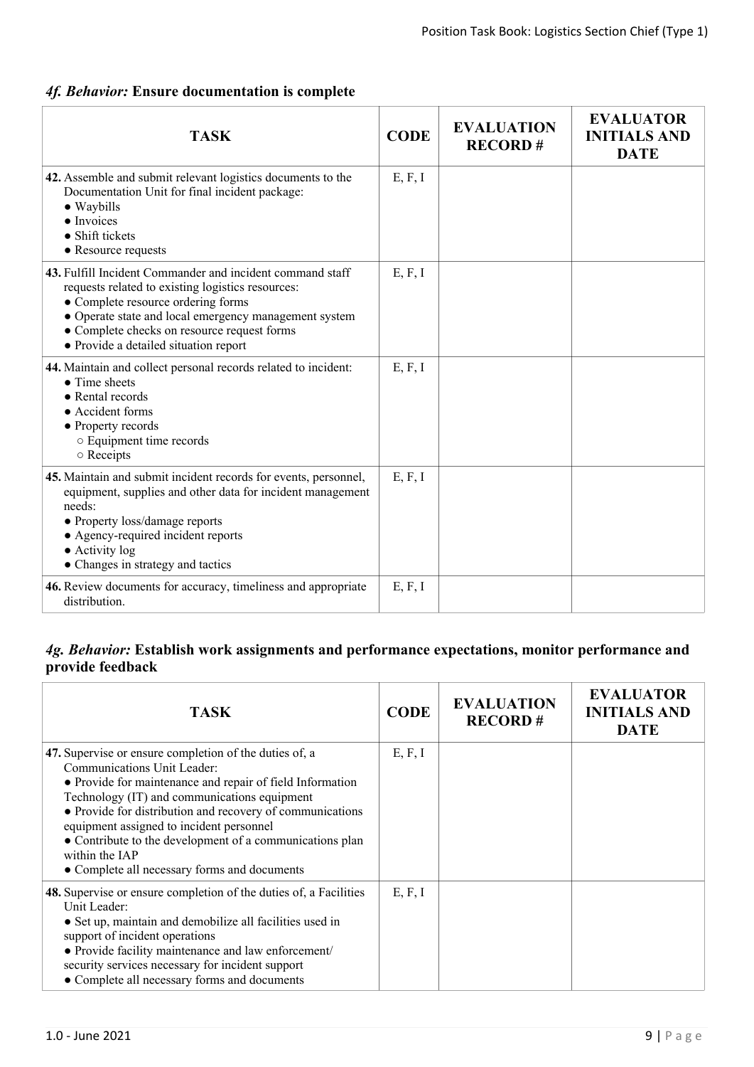### *4f. Behavior:* **Ensure documentation is complete**

| TASK | CODE | EVALUATION RECORD # | EVALUATOR INITIALS AND DATE |
|---|---|---|---|
| **42.** Assemble and submit relevant logistics documents to the Documentation Unit for final incident package:<br>● Waybills<br>● Invoices<br>● Shift tickets<br>● Resource requests | E, F, I | | |
| **43.** Fulfill Incident Commander and incident command staff requests related to existing logistics resources:<br>● Complete resource ordering forms<br>● Operate state and local emergency management system<br>● Complete checks on resource request forms<br>● Provide a detailed situation report | E, F, I | | |
| **44.** Maintain and collect personal records related to incident:<br>● Time sheets<br>● Rental records<br>● Accident forms<br>● Property records<br>○ Equipment time records<br>○ Receipts | E, F, I | | |
| **45.** Maintain and submit incident records for events, personnel, equipment, supplies and other data for incident management needs:<br>● Property loss/damage reports<br>● Agency-required incident reports<br>● Activity log<br>● Changes in strategy and tactics | E, F, I | | |
| **46.** Review documents for accuracy, timeliness and appropriate distribution. | E, F, I | | |

### *4g. Behavior:* **Establish work assignments and performance expectations, monitor performance and provide feedback**

| TASK | CODE | EVALUATION RECORD # | EVALUATOR INITIALS AND DATE |
|---|---|---|---|
| **47.** Supervise or ensure completion of the duties of, a Communications Unit Leader:<br>● Provide for maintenance and repair of field Information Technology (IT) and communications equipment<br>● Provide for distribution and recovery of communications equipment assigned to incident personnel<br>● Contribute to the development of a communications plan within the IAP<br>● Complete all necessary forms and documents | E, F, I | | |
| **48.** Supervise or ensure completion of the duties of, a Facilities Unit Leader:<br>● Set up, maintain and demobilize all facilities used in support of incident operations<br>● Provide facility maintenance and law enforcement/ security services necessary for incident support<br>● Complete all necessary forms and documents | E, F, I | | |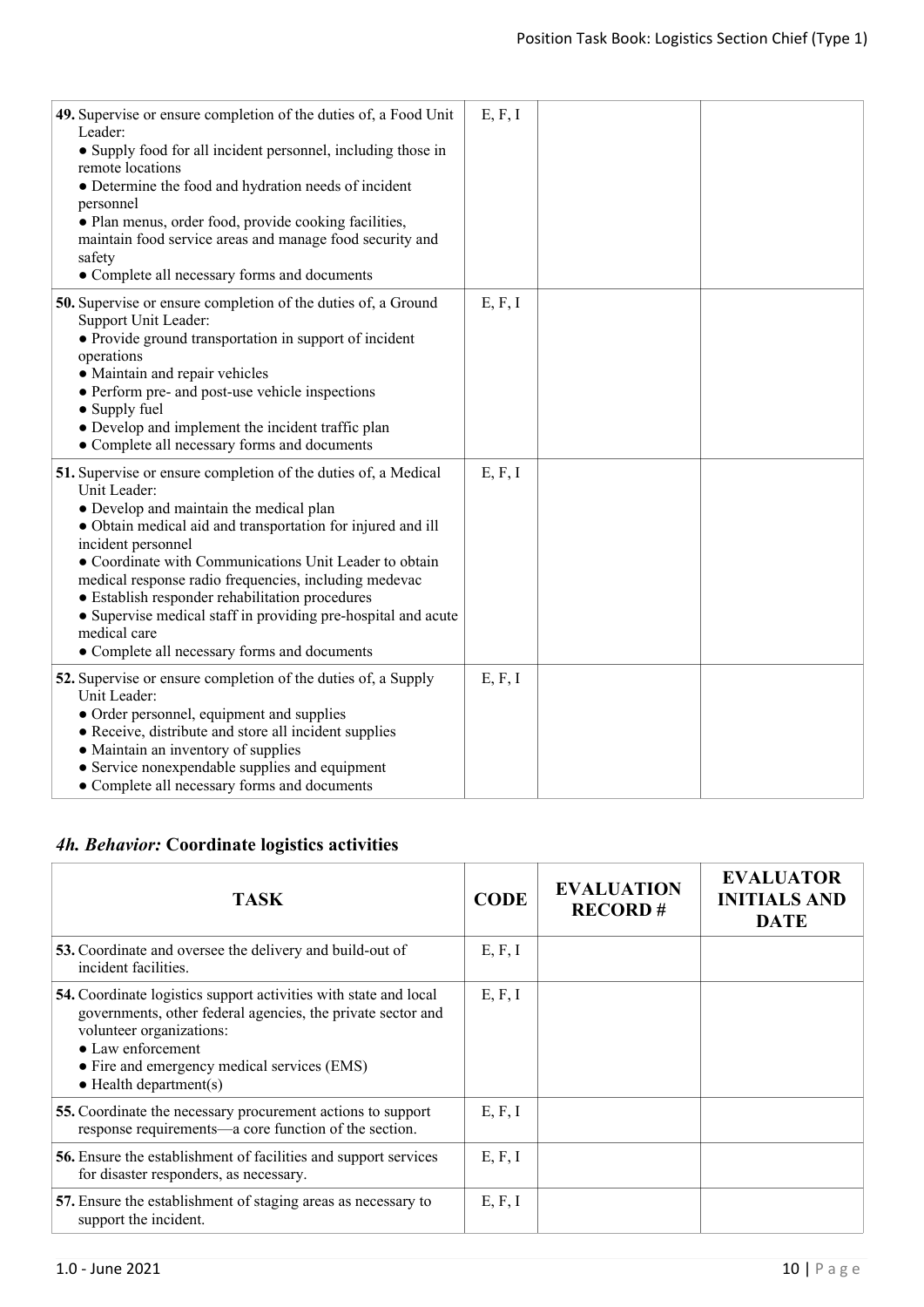| TASK | CODE | EVALUATION RECORD # | EVALUATOR INITIALS AND DATE |
|---|---|---|---|
| **49.** Supervise or ensure completion of the duties of, a Food Unit Leader:<br>● Supply food for all incident personnel, including those in remote locations<br>● Determine the food and hydration needs of incident personnel<br>● Plan menus, order food, provide cooking facilities, maintain food service areas and manage food security and safety<br>● Complete all necessary forms and documents | E, F, I | | |
| **50.** Supervise or ensure completion of the duties of, a Ground Support Unit Leader:<br>● Provide ground transportation in support of incident operations<br>● Maintain and repair vehicles<br>● Perform pre- and post-use vehicle inspections<br>● Supply fuel<br>● Develop and implement the incident traffic plan<br>● Complete all necessary forms and documents | E, F, I | | |
| **51.** Supervise or ensure completion of the duties of, a Medical Unit Leader:<br>● Develop and maintain the medical plan<br>● Obtain medical aid and transportation for injured and ill incident personnel<br>● Coordinate with Communications Unit Leader to obtain medical response radio frequencies, including medevac<br>● Establish responder rehabilitation procedures<br>● Supervise medical staff in providing pre-hospital and acute medical care<br>● Complete all necessary forms and documents | E, F, I | | |
| **52.** Supervise or ensure completion of the duties of, a Supply Unit Leader:<br>● Order personnel, equipment and supplies<br>● Receive, distribute and store all incident supplies<br>● Maintain an inventory of supplies<br>● Service nonexpendable supplies and equipment<br>● Complete all necessary forms and documents | E, F, I | | |

### *4h. Behavior:* Coordinate logistics activities

| TASK | CODE | EVALUATION RECORD # | EVALUATOR INITIALS AND DATE |
|---|---|---|---|
| **53.** Coordinate and oversee the delivery and build-out of incident facilities. | E, F, I | | |
| **54.** Coordinate logistics support activities with state and local governments, other federal agencies, the private sector and volunteer organizations:<br>● Law enforcement<br>● Fire and emergency medical services (EMS)<br>● Health department(s) | E, F, I | | |
| **55.** Coordinate the necessary procurement actions to support response requirements—a core function of the section. | E, F, I | | |
| **56.** Ensure the establishment of facilities and support services for disaster responders, as necessary. | E, F, I | | |
| **57.** Ensure the establishment of staging areas as necessary to support the incident. | E, F, I | | |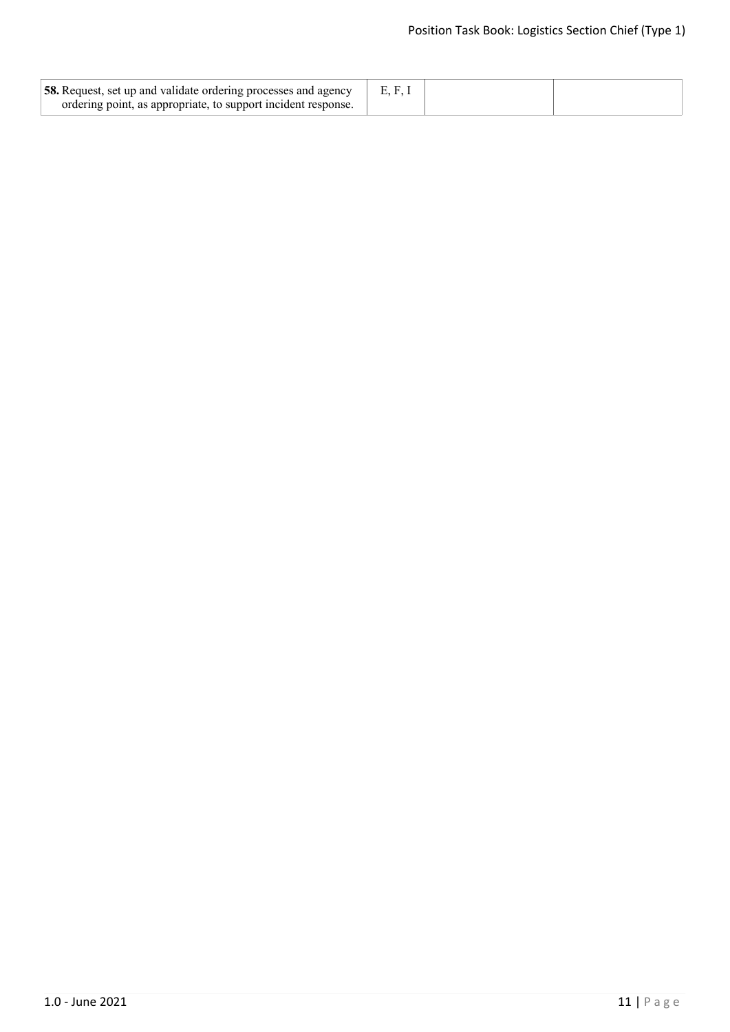| | | | |
|---|---|---|---|
| **58.** Request, set up and validate ordering processes and agency ordering point, as appropriate, to support incident response. | E, F, I | | |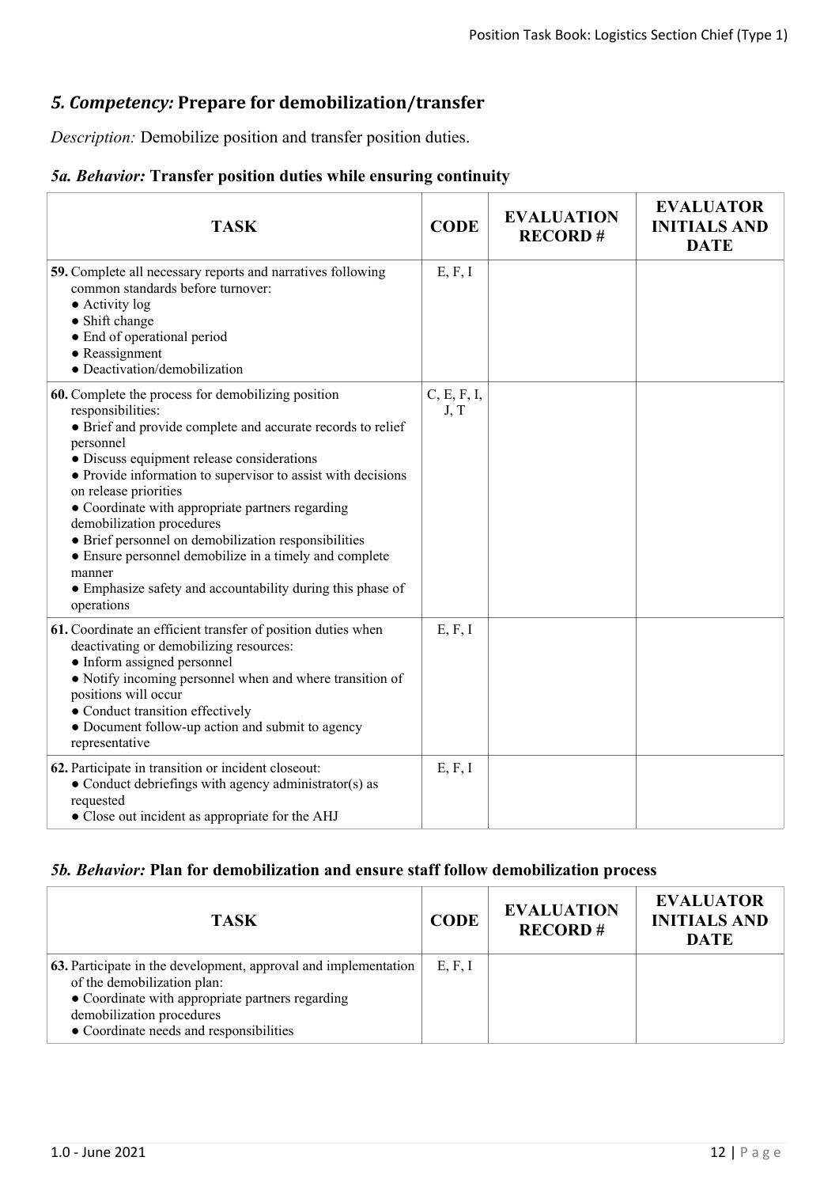## *5. Competency:* **Prepare for demobilization/transfer**

*Description:* Demobilize position and transfer position duties.

### *5a. Behavior:* **Transfer position duties while ensuring continuity**

| TASK | CODE | EVALUATION RECORD # | EVALUATOR INITIALS AND DATE |
|---|---|---|---|
| **59.** Complete all necessary reports and narratives following common standards before turnover:<br>● Activity log<br>● Shift change<br>● End of operational period<br>● Reassignment<br>● Deactivation/demobilization | E, F, I | | |
| **60.** Complete the process for demobilizing position responsibilities:<br>● Brief and provide complete and accurate records to relief personnel<br>● Discuss equipment release considerations<br>● Provide information to supervisor to assist with decisions on release priorities<br>● Coordinate with appropriate partners regarding demobilization procedures<br>● Brief personnel on demobilization responsibilities<br>● Ensure personnel demobilize in a timely and complete manner<br>● Emphasize safety and accountability during this phase of operations | C, E, F, I, J, T | | |
| **61.** Coordinate an efficient transfer of position duties when deactivating or demobilizing resources:<br>● Inform assigned personnel<br>● Notify incoming personnel when and where transition of positions will occur<br>● Conduct transition effectively<br>● Document follow-up action and submit to agency representative | E, F, I | | |
| **62.** Participate in transition or incident closeout:<br>● Conduct debriefings with agency administrator(s) as requested<br>● Close out incident as appropriate for the AHJ | E, F, I | | |

### *5b. Behavior:* **Plan for demobilization and ensure staff follow demobilization process**

| TASK | CODE | EVALUATION RECORD # | EVALUATOR INITIALS AND DATE |
|---|---|---|---|
| **63.** Participate in the development, approval and implementation of the demobilization plan:<br>● Coordinate with appropriate partners regarding demobilization procedures<br>● Coordinate needs and responsibilities | E, F, I | | |